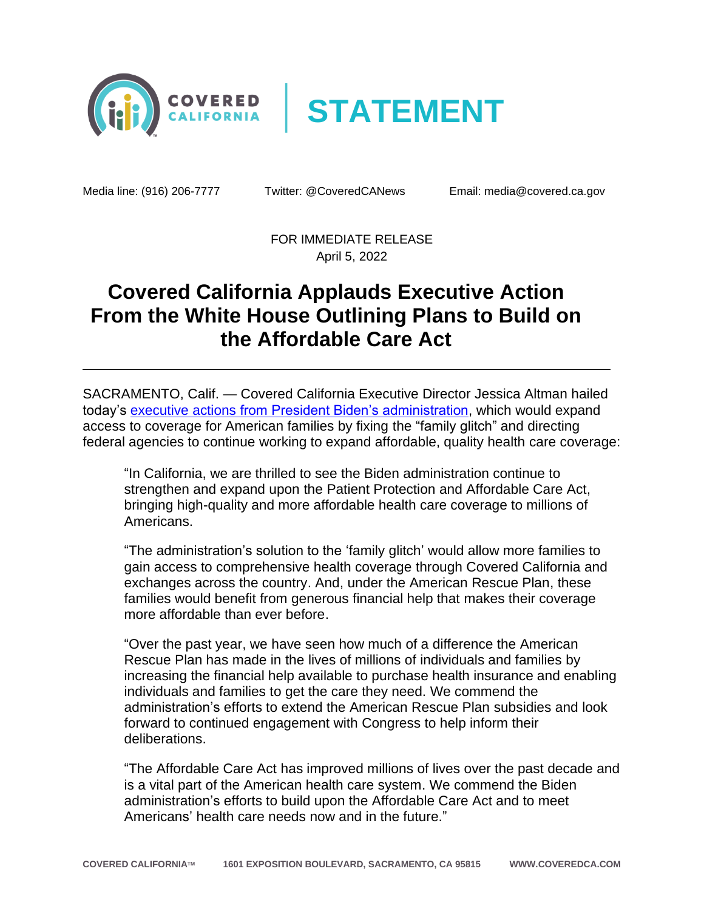COVERED CALIFORNIA | STATEMENT

Media line: (916) 206-7777    Twitter: @CoveredCANews    Email: media@covered.ca.gov

FOR IMMEDIATE RELEASE
April 5, 2022

# Covered California Applauds Executive Action From the White House Outlining Plans to Build on the Affordable Care Act

---

SACRAMENTO, Calif. — Covered California Executive Director Jessica Altman hailed today's executive actions from President Biden's administration, which would expand access to coverage for American families by fixing the "family glitch" and directing federal agencies to continue working to expand affordable, quality health care coverage:

> "In California, we are thrilled to see the Biden administration continue to strengthen and expand upon the Patient Protection and Affordable Care Act, bringing high-quality and more affordable health care coverage to millions of Americans.
>
> "The administration's solution to the 'family glitch' would allow more families to gain access to comprehensive health coverage through Covered California and exchanges across the country. And, under the American Rescue Plan, these families would benefit from generous financial help that makes their coverage more affordable than ever before.
>
> "Over the past year, we have seen how much of a difference the American Rescue Plan has made in the lives of millions of individuals and families by increasing the financial help available to purchase health insurance and enabling individuals and families to get the care they need. We commend the administration's efforts to extend the American Rescue Plan subsidies and look forward to continued engagement with Congress to help inform their deliberations.
>
> "The Affordable Care Act has improved millions of lives over the past decade and is a vital part of the American health care system. We commend the Biden administration's efforts to build upon the Affordable Care Act and to meet Americans' health care needs now and in the future."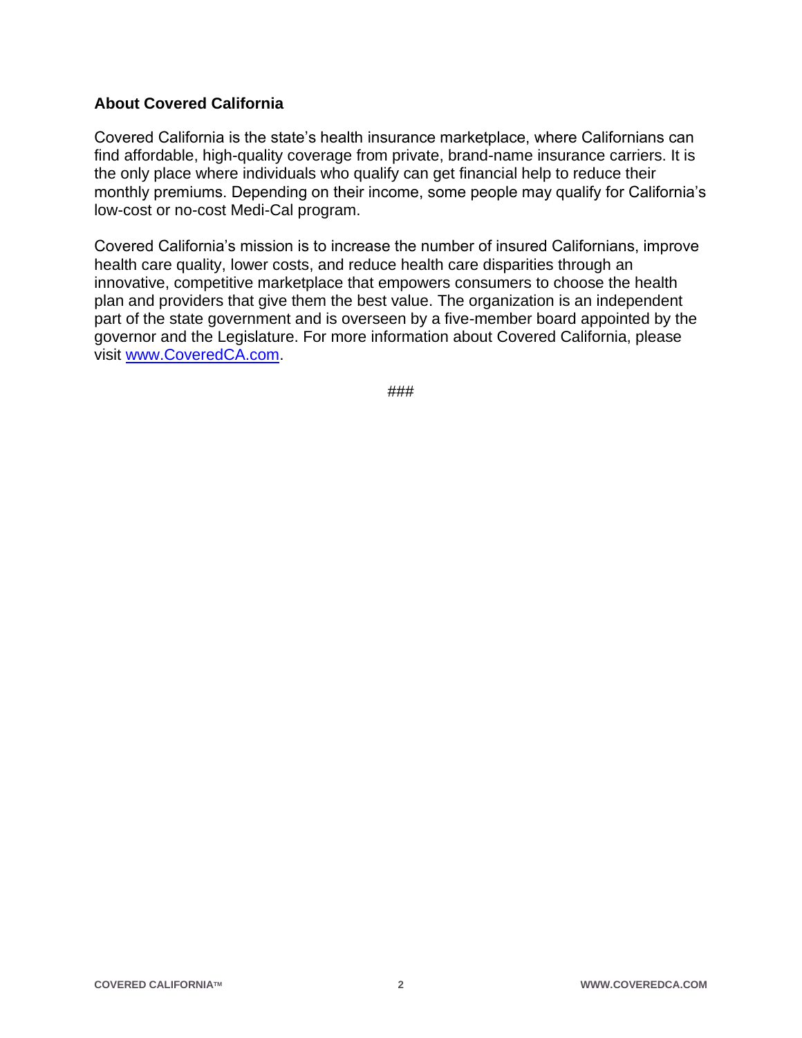**About Covered California**

Covered California is the state's health insurance marketplace, where Californians can find affordable, high-quality coverage from private, brand-name insurance carriers. It is the only place where individuals who qualify can get financial help to reduce their monthly premiums. Depending on their income, some people may qualify for California's low-cost or no-cost Medi-Cal program.

Covered California's mission is to increase the number of insured Californians, improve health care quality, lower costs, and reduce health care disparities through an innovative, competitive marketplace that empowers consumers to choose the health plan and providers that give them the best value. The organization is an independent part of the state government and is overseen by a five-member board appointed by the governor and the Legislature. For more information about Covered California, please visit [www.CoveredCA.com](http://www.CoveredCA.com).

###